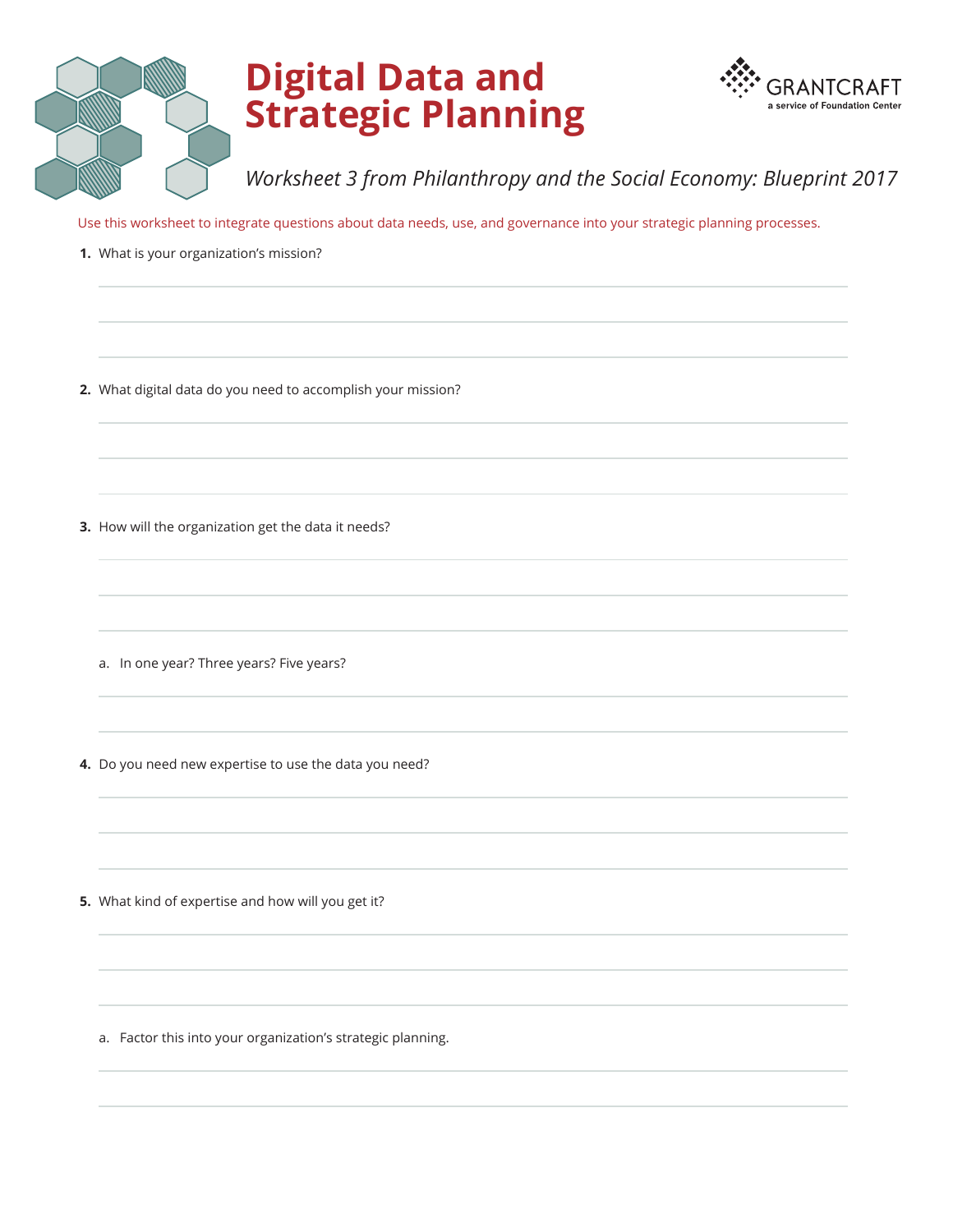# Digital Data and Strategic Planning

GRANTCRAFT
a service of Foundation Center

*Worksheet 3 from Philanthropy and the Social Economy: Blueprint 2017*

Use this worksheet to integrate questions about data needs, use, and governance into your strategic planning processes.

1. What is your organization's mission?

2. What digital data do you need to accomplish your mission?

3. How will the organization get the data it needs?

   a. In one year? Three years? Five years?

4. Do you need new expertise to use the data you need?

5. What kind of expertise and how will you get it?

   a. Factor this into your organization's strategic planning.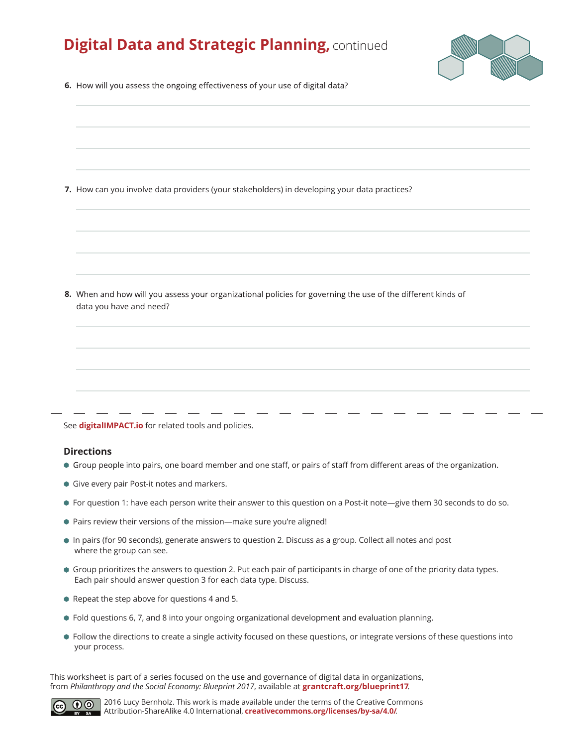# Digital Data and Strategic Planning, continued

6. How will you assess the ongoing effectiveness of your use of digital data?

7. How can you involve data providers (your stakeholders) in developing your data practices?

8. When and how will you assess your organizational policies for governing the use of the different kinds of data you have and need?

---

See **digitalIMPACT.io** for related tools and policies.

### Directions

- Group people into pairs, one board member and one staff, or pairs of staff from different areas of the organization.
- Give every pair Post-it notes and markers.
- For question 1: have each person write their answer to this question on a Post-it note—give them 30 seconds to do so.
- Pairs review their versions of the mission—make sure you're aligned!
- In pairs (for 90 seconds), generate answers to question 2. Discuss as a group. Collect all notes and post where the group can see.
- Group prioritizes the answers to question 2. Put each pair of participants in charge of one of the priority data types. Each pair should answer question 3 for each data type. Discuss.
- Repeat the step above for questions 4 and 5.
- Fold questions 6, 7, and 8 into your ongoing organizational development and evaluation planning.
- Follow the directions to create a single activity focused on these questions, or integrate versions of these questions into your process.

This worksheet is part of a series focused on the use and governance of digital data in organizations, from *Philanthropy and the Social Economy: Blueprint 2017*, available at **grantcraft.org/blueprint17**.

2016 Lucy Bernholz. This work is made available under the terms of the Creative Commons Attribution-ShareAlike 4.0 International, **creativecommons.org/licenses/by-sa/4.0/**.